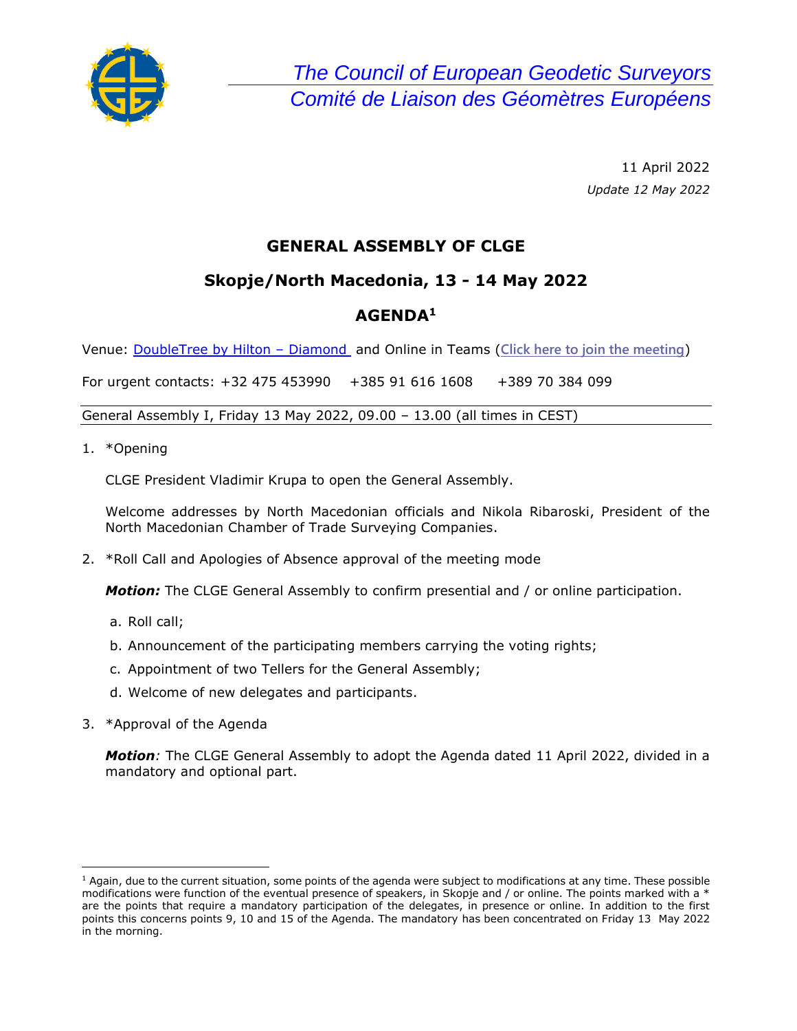*The Council of European Geodetic Surveyors*
*Comité de Liaison des Géomètres Européens*

11 April 2022
*Update 12 May 2022*

# GENERAL ASSEMBLY OF CLGE

## Skopje/North Macedonia, 13 - 14 May 2022

## AGENDA[1]

Venue: [DoubleTree by Hilton – Diamond](#) and Online in Teams ([Click here to join the meeting](#))

For urgent contacts: +32 475 453990 +385 91 616 1608 +389 70 384 099

General Assembly I, Friday 13 May 2022, 09.00 – 13.00 (all times in CEST)

1. *Opening

   CLGE President Vladimir Krupa to open the General Assembly.

   Welcome addresses by North Macedonian officials and Nikola Ribaroski, President of the North Macedonian Chamber of Trade Surveying Companies.

2. *Roll Call and Apologies of Absence approval of the meeting mode

   ***Motion:*** The CLGE General Assembly to confirm presential and / or online participation.

   a. Roll call;
   b. Announcement of the participating members carrying the voting rights;
   c. Appointment of two Tellers for the General Assembly;
   d. Welcome of new delegates and participants.

3. *Approval of the Agenda

   ***Motion****:* The CLGE General Assembly to adopt the Agenda dated 11 April 2022, divided in a mandatory and optional part.

---

[1] Again, due to the current situation, some points of the agenda were subject to modifications at any time. These possible modifications were function of the eventual presence of speakers, in Skopje and / or online. The points marked with a * are the points that require a mandatory participation of the delegates, in presence or online. In addition to the first points this concerns points 9, 10 and 15 of the Agenda. The mandatory has been concentrated on Friday 13 May 2022 in the morning.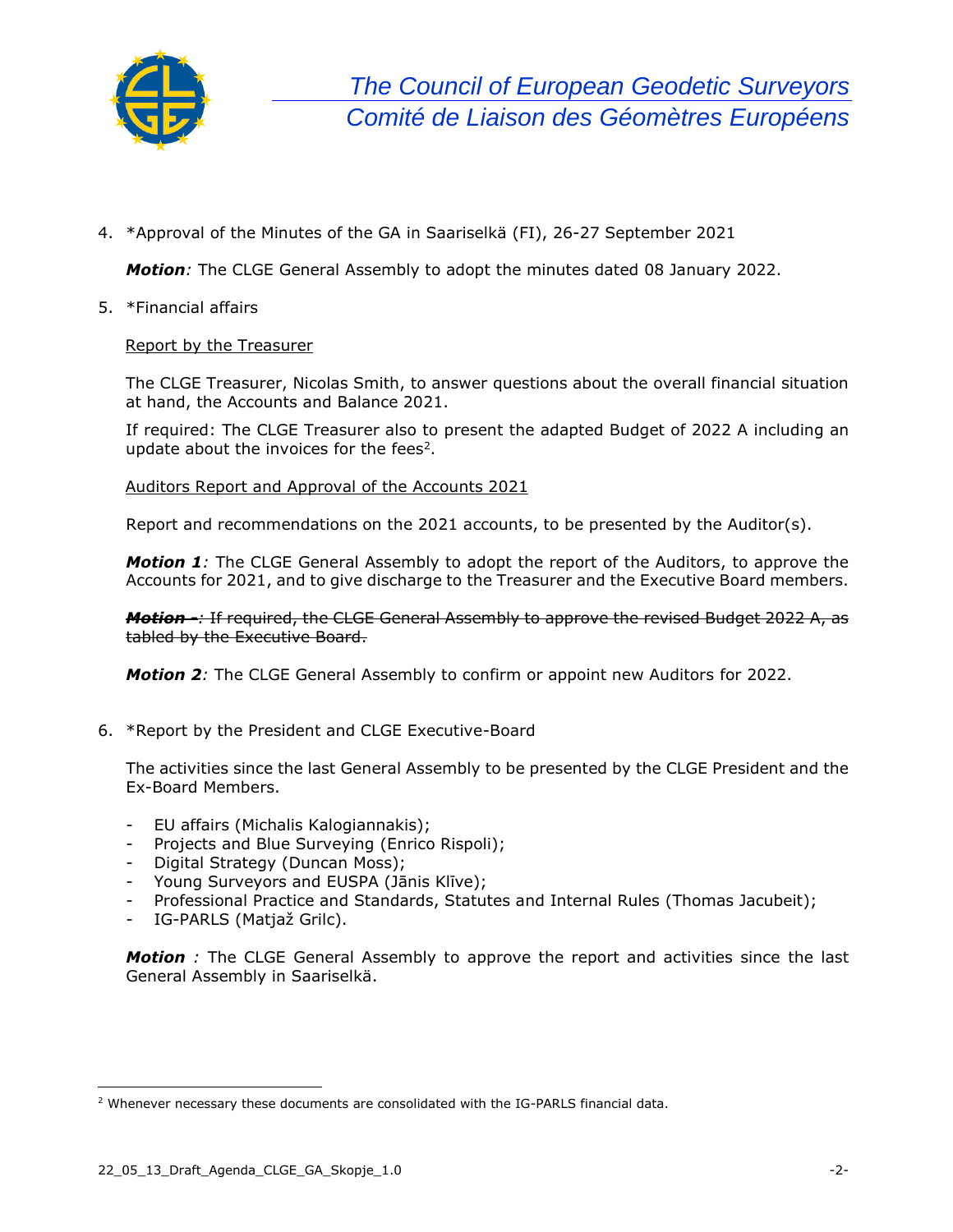4. *Approval of the Minutes of the GA in Saariselkä (FI), 26-27 September 2021

   ***Motion**:* The CLGE General Assembly to adopt the minutes dated 08 January 2022.

5. *Financial affairs

   <u>Report by the Treasurer</u>

   The CLGE Treasurer, Nicolas Smith, to answer questions about the overall financial situation at hand, the Accounts and Balance 2021.

   If required: The CLGE Treasurer also to present the adapted Budget of 2022 A including an update about the invoices for the fees[2].

   <u>Auditors Report and Approval of the Accounts 2021</u>

   Report and recommendations on the 2021 accounts, to be presented by the Auditor(s).

   ***Motion 1**:* The CLGE General Assembly to adopt the report of the Auditors, to approve the Accounts for 2021, and to give discharge to the Treasurer and the Executive Board members.

   ~~***Motion -**: If required, the CLGE General Assembly to approve the revised Budget 2022 A, as tabled by the Executive Board.~~

   ***Motion 2**:* The CLGE General Assembly to confirm or appoint new Auditors for 2022.

6. *Report by the President and CLGE Executive-Board

   The activities since the last General Assembly to be presented by the CLGE President and the Ex-Board Members.

   - EU affairs (Michalis Kalogiannakis);
   - Projects and Blue Surveying (Enrico Rispoli);
   - Digital Strategy (Duncan Moss);
   - Young Surveyors and EUSPA (Jānis Klīve);
   - Professional Practice and Standards, Statutes and Internal Rules (Thomas Jacubeit);
   - IG-PARLS (Matjaž Grilc).

   ***Motion** :* The CLGE General Assembly to approve the report and activities since the last General Assembly in Saariselkä.

---

[2] Whenever necessary these documents are consolidated with the IG-PARLS financial data.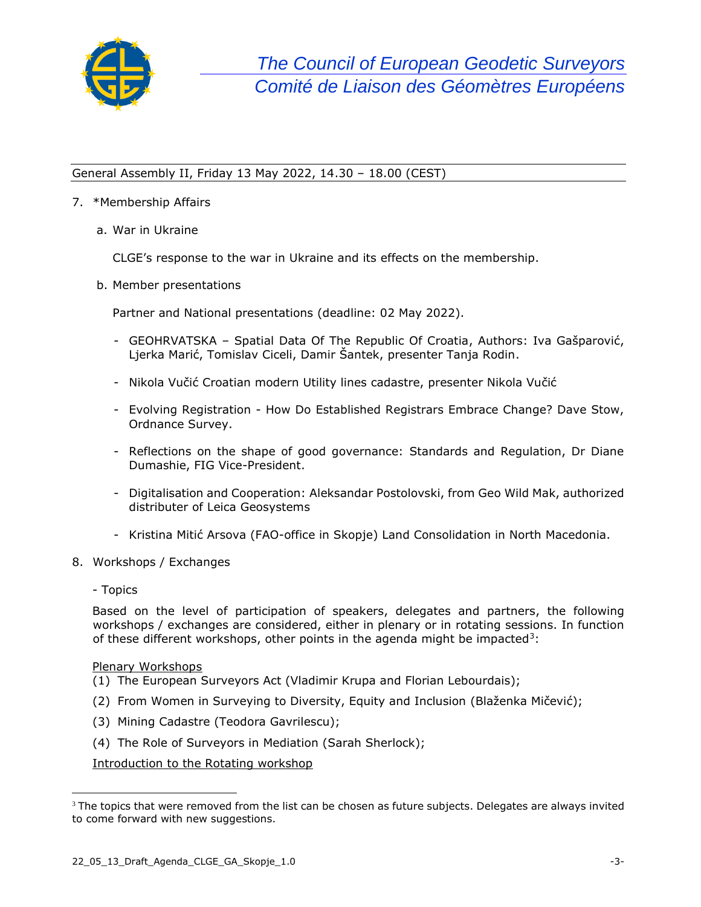General Assembly II, Friday 13 May 2022, 14.30 – 18.00 (CEST)

7. *Membership Affairs

   a. War in Ukraine

      CLGE's response to the war in Ukraine and its effects on the membership.

   b. Member presentations

      Partner and National presentations (deadline: 02 May 2022).

      - GEOHRVATSKA – Spatial Data Of The Republic Of Croatia, Authors: Iva Gašparović, Ljerka Marić, Tomislav Ciceli, Damir Šantek, presenter Tanja Rodin.
      - Nikola Vučić Croatian modern Utility lines cadastre, presenter Nikola Vučić
      - Evolving Registration - How Do Established Registrars Embrace Change? Dave Stow, Ordnance Survey.
      - Reflections on the shape of good governance: Standards and Regulation, Dr Diane Dumashie, FIG Vice-President.
      - Digitalisation and Cooperation: Aleksandar Postolovski, from Geo Wild Mak, authorized distributer of Leica Geosystems
      - Kristina Mitić Arsova (FAO-office in Skopje) Land Consolidation in North Macedonia.

8. Workshops / Exchanges

   - Topics

   Based on the level of participation of speakers, delegates and partners, the following workshops / exchanges are considered, either in plenary or in rotating sessions. In function of these different workshops, other points in the agenda might be impacted[3]:

   <u>Plenary Workshops</u>

   (1) The European Surveyors Act (Vladimir Krupa and Florian Lebourdais);

   (2) From Women in Surveying to Diversity, Equity and Inclusion (Blaženka Mičević);

   (3) Mining Cadastre (Teodora Gavrilescu);

   (4) The Role of Surveyors in Mediation (Sarah Sherlock);

   <u>Introduction to the Rotating workshop</u>

[3] The topics that were removed from the list can be chosen as future subjects. Delegates are always invited to come forward with new suggestions.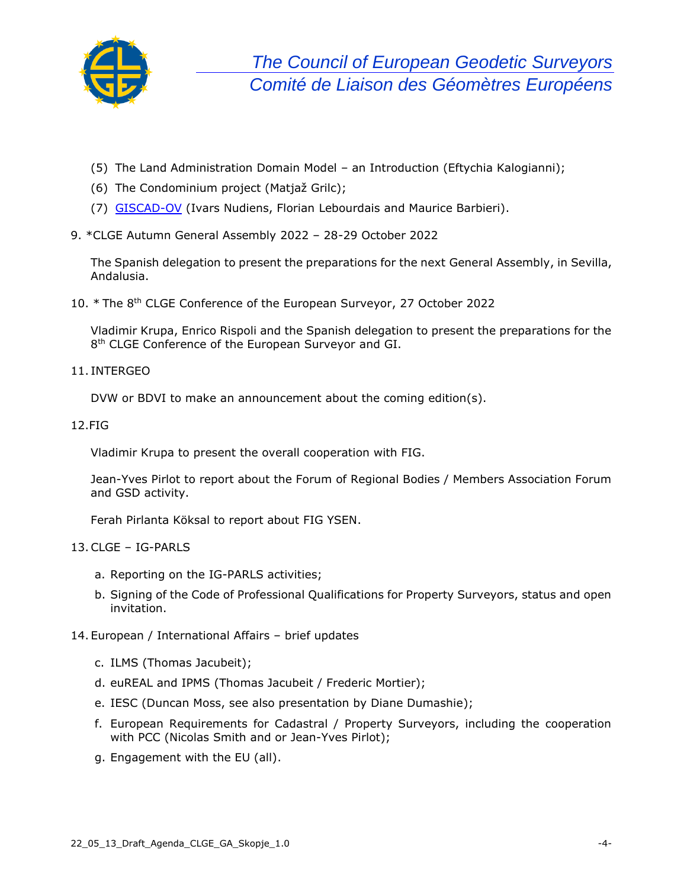(5) The Land Administration Domain Model – an Introduction (Eftychia Kalogianni);

(6) The Condominium project (Matjaž Grilc);

(7) GISCAD-OV (Ivars Nudiens, Florian Lebourdais and Maurice Barbieri).

9. *CLGE Autumn General Assembly 2022 – 28-29 October 2022

   The Spanish delegation to present the preparations for the next General Assembly, in Sevilla, Andalusia.

10. * The 8th CLGE Conference of the European Surveyor, 27 October 2022

    Vladimir Krupa, Enrico Rispoli and the Spanish delegation to present the preparations for the 8th CLGE Conference of the European Surveyor and GI.

11. INTERGEO

    DVW or BDVI to make an announcement about the coming edition(s).

12. FIG

    Vladimir Krupa to present the overall cooperation with FIG.

    Jean-Yves Pirlot to report about the Forum of Regional Bodies / Members Association Forum and GSD activity.

    Ferah Pirlanta Köksal to report about FIG YSEN.

13. CLGE – IG-PARLS

    a. Reporting on the IG-PARLS activities;

    b. Signing of the Code of Professional Qualifications for Property Surveyors, status and open invitation.

14. European / International Affairs – brief updates

    c. ILMS (Thomas Jacubeit);

    d. euREAL and IPMS (Thomas Jacubeit / Frederic Mortier);

    e. IESC (Duncan Moss, see also presentation by Diane Dumashie);

    f. European Requirements for Cadastral / Property Surveyors, including the cooperation with PCC (Nicolas Smith and or Jean-Yves Pirlot);

    g. Engagement with the EU (all).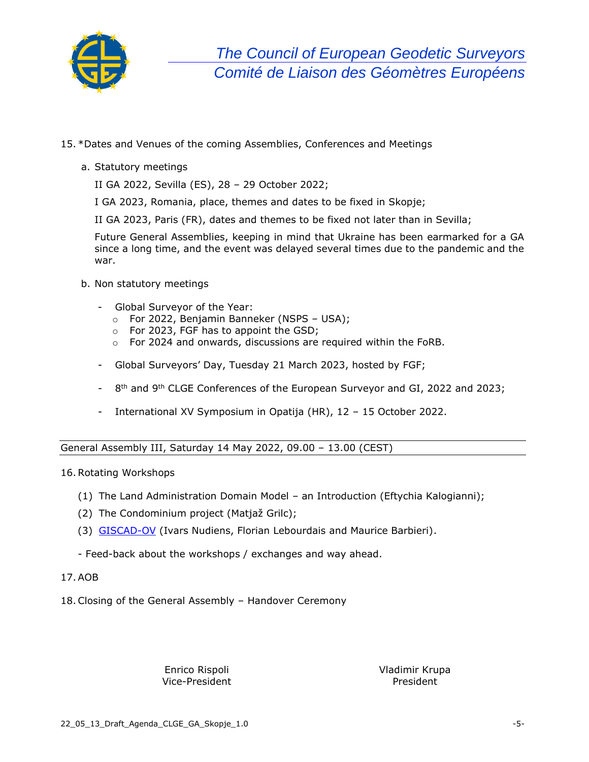15. *Dates and Venues of the coming Assemblies, Conferences and Meetings

   a. Statutory meetings

      II GA 2022, Sevilla (ES), 28 – 29 October 2022;

      I GA 2023, Romania, place, themes and dates to be fixed in Skopje;

      II GA 2023, Paris (FR), dates and themes to be fixed not later than in Sevilla;

      Future General Assemblies, keeping in mind that Ukraine has been earmarked for a GA since a long time, and the event was delayed several times due to the pandemic and the war.

   b. Non statutory meetings

      - Global Surveyor of the Year:
        - For 2022, Benjamin Banneker (NSPS – USA);
        - For 2023, FGF has to appoint the GSD;
        - For 2024 and onwards, discussions are required within the FoRB.

      - Global Surveyors' Day, Tuesday 21 March 2023, hosted by FGF;

      - 8th and 9th CLGE Conferences of the European Surveyor and GI, 2022 and 2023;

      - International XV Symposium in Opatija (HR), 12 – 15 October 2022.

---

General Assembly III, Saturday 14 May 2022, 09.00 – 13.00 (CEST)

---

16. Rotating Workshops

   (1) The Land Administration Domain Model – an Introduction (Eftychia Kalogianni);

   (2) The Condominium project (Matjaž Grilc);

   (3) GISCAD-OV (Ivars Nudiens, Florian Lebourdais and Maurice Barbieri).

   - Feed-back about the workshops / exchanges and way ahead.

17. AOB

18. Closing of the General Assembly – Handover Ceremony

Enrico Rispoli
Vice-President

Vladimir Krupa
President